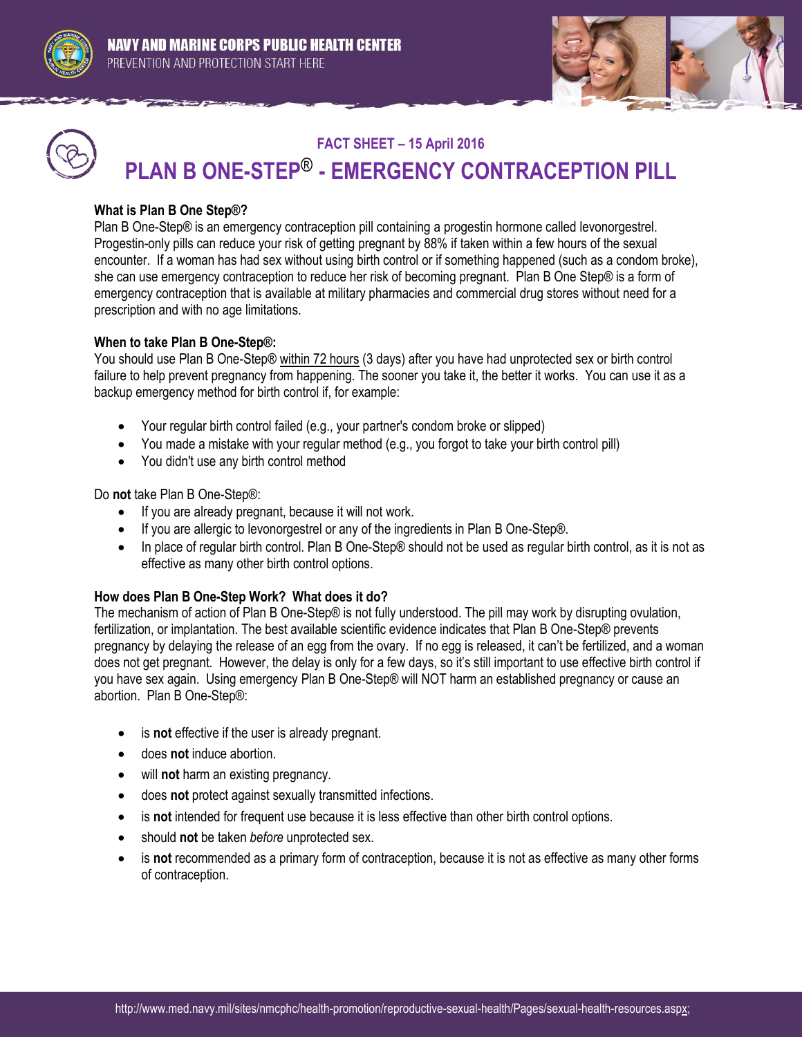NAVY AND MARINE CORPS PUBLIC HEALTH CENTER
PREVENTION AND PROTECTION START HERE

FACT SHEET – 15 April 2016

# PLAN B ONE-STEP® - EMERGENCY CONTRACEPTION PILL

### What is Plan B One Step®?

Plan B One-Step® is an emergency contraception pill containing a progestin hormone called levonorgestrel. Progestin-only pills can reduce your risk of getting pregnant by 88% if taken within a few hours of the sexual encounter. If a woman has had sex without using birth control or if something happened (such as a condom broke), she can use emergency contraception to reduce her risk of becoming pregnant. Plan B One Step® is a form of emergency contraception that is available at military pharmacies and commercial drug stores without need for a prescription and with no age limitations.

### When to take Plan B One-Step®:

You should use Plan B One-Step® within 72 hours (3 days) after you have had unprotected sex or birth control failure to help prevent pregnancy from happening. The sooner you take it, the better it works. You can use it as a backup emergency method for birth control if, for example:

- Your regular birth control failed (e.g., your partner's condom broke or slipped)
- You made a mistake with your regular method (e.g., you forgot to take your birth control pill)
- You didn't use any birth control method

Do **not** take Plan B One-Step®:

- If you are already pregnant, because it will not work.
- If you are allergic to levonorgestrel or any of the ingredients in Plan B One-Step®.
- In place of regular birth control. Plan B One-Step® should not be used as regular birth control, as it is not as effective as many other birth control options.

### How does Plan B One-Step Work? What does it do?

The mechanism of action of Plan B One-Step® is not fully understood. The pill may work by disrupting ovulation, fertilization, or implantation. The best available scientific evidence indicates that Plan B One-Step® prevents pregnancy by delaying the release of an egg from the ovary. If no egg is released, it can't be fertilized, and a woman does not get pregnant. However, the delay is only for a few days, so it's still important to use effective birth control if you have sex again. Using emergency Plan B One-Step® will NOT harm an established pregnancy or cause an abortion. Plan B One-Step®:

- is **not** effective if the user is already pregnant.
- does **not** induce abortion.
- will **not** harm an existing pregnancy.
- does **not** protect against sexually transmitted infections.
- is **not** intended for frequent use because it is less effective than other birth control options.
- should **not** be taken *before* unprotected sex.
- is **not** recommended as a primary form of contraception, because it is not as effective as many other forms of contraception.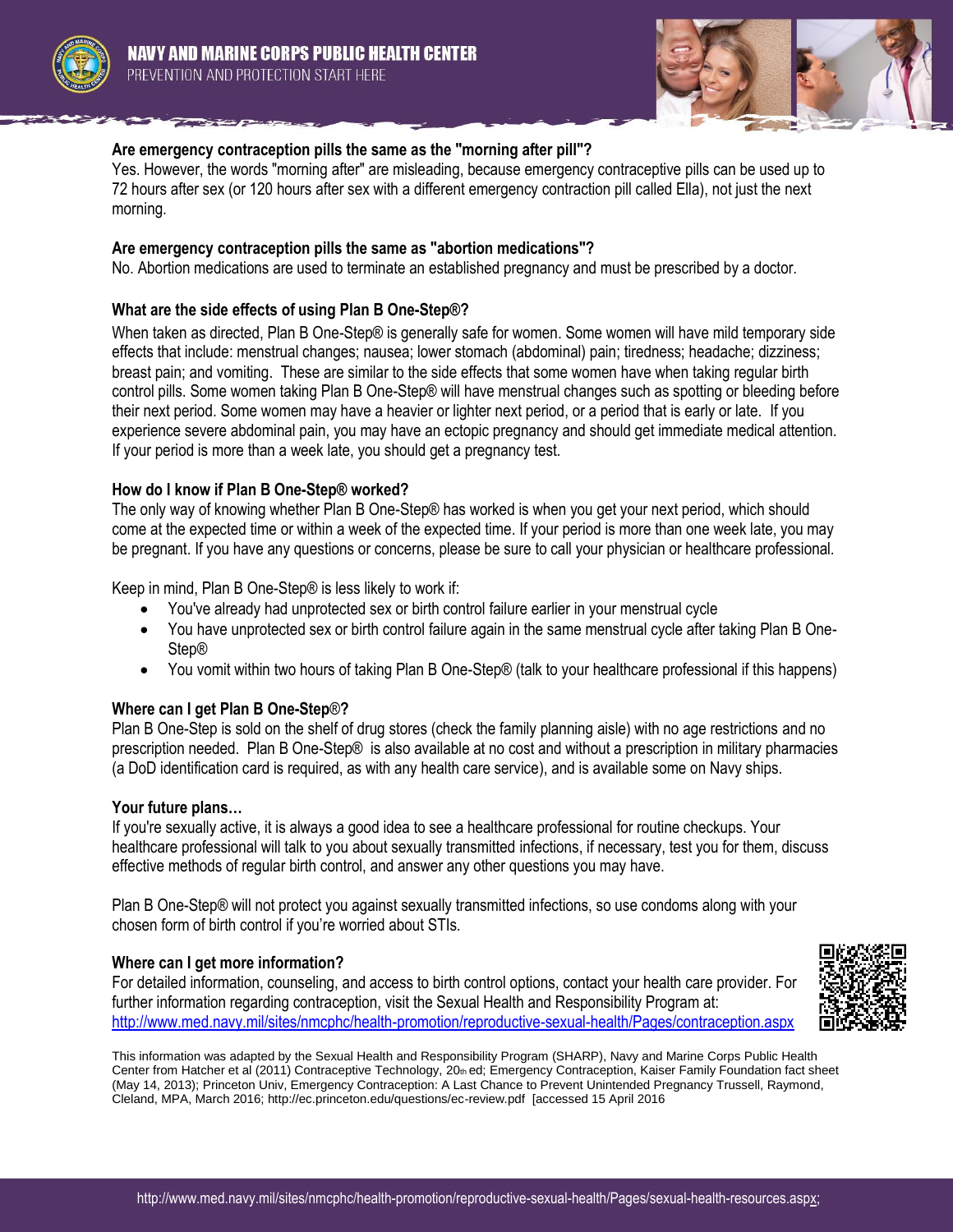**Are emergency contraception pills the same as the "morning after pill"?**
Yes. However, the words "morning after" are misleading, because emergency contraceptive pills can be used up to 72 hours after sex (or 120 hours after sex with a different emergency contraction pill called Ella), not just the next morning.

**Are emergency contraception pills the same as "abortion medications"?**
No. Abortion medications are used to terminate an established pregnancy and must be prescribed by a doctor.

**What are the side effects of using Plan B One-Step®?**
When taken as directed, Plan B One-Step® is generally safe for women. Some women will have mild temporary side effects that include: menstrual changes; nausea; lower stomach (abdominal) pain; tiredness; headache; dizziness; breast pain; and vomiting. These are similar to the side effects that some women have when taking regular birth control pills. Some women taking Plan B One-Step® will have menstrual changes such as spotting or bleeding before their next period. Some women may have a heavier or lighter next period, or a period that is early or late. If you experience severe abdominal pain, you may have an ectopic pregnancy and should get immediate medical attention. If your period is more than a week late, you should get a pregnancy test.

**How do I know if Plan B One-Step® worked?**
The only way of knowing whether Plan B One-Step® has worked is when you get your next period, which should come at the expected time or within a week of the expected time. If your period is more than one week late, you may be pregnant. If you have any questions or concerns, please be sure to call your physician or healthcare professional.

Keep in mind, Plan B One-Step® is less likely to work if:

- You've already had unprotected sex or birth control failure earlier in your menstrual cycle
- You have unprotected sex or birth control failure again in the same menstrual cycle after taking Plan B One-Step®
- You vomit within two hours of taking Plan B One-Step® (talk to your healthcare professional if this happens)

**Where can I get Plan B One-Step®?**
Plan B One-Step is sold on the shelf of drug stores (check the family planning aisle) with no age restrictions and no prescription needed. Plan B One-Step® is also available at no cost and without a prescription in military pharmacies (a DoD identification card is required, as with any health care service), and is available some on Navy ships.

**Your future plans…**
If you're sexually active, it is always a good idea to see a healthcare professional for routine checkups. Your healthcare professional will talk to you about sexually transmitted infections, if necessary, test you for them, discuss effective methods of regular birth control, and answer any other questions you may have.

Plan B One-Step® will not protect you against sexually transmitted infections, so use condoms along with your chosen form of birth control if you're worried about STIs.

**Where can I get more information?**
For detailed information, counseling, and access to birth control options, contact your health care provider. For further information regarding contraception, visit the Sexual Health and Responsibility Program at: http://www.med.navy.mil/sites/nmcphc/health-promotion/reproductive-sexual-health/Pages/contraception.aspx

This information was adapted by the Sexual Health and Responsibility Program (SHARP), Navy and Marine Corps Public Health Center from Hatcher et al (2011) Contraceptive Technology, 20th ed; Emergency Contraception, Kaiser Family Foundation fact sheet (May 14, 2013); Princeton Univ, Emergency Contraception: A Last Chance to Prevent Unintended Pregnancy Trussell, Raymond, Cleland, MPA, March 2016; http://ec.princeton.edu/questions/ec-review.pdf [accessed 15 April 2016